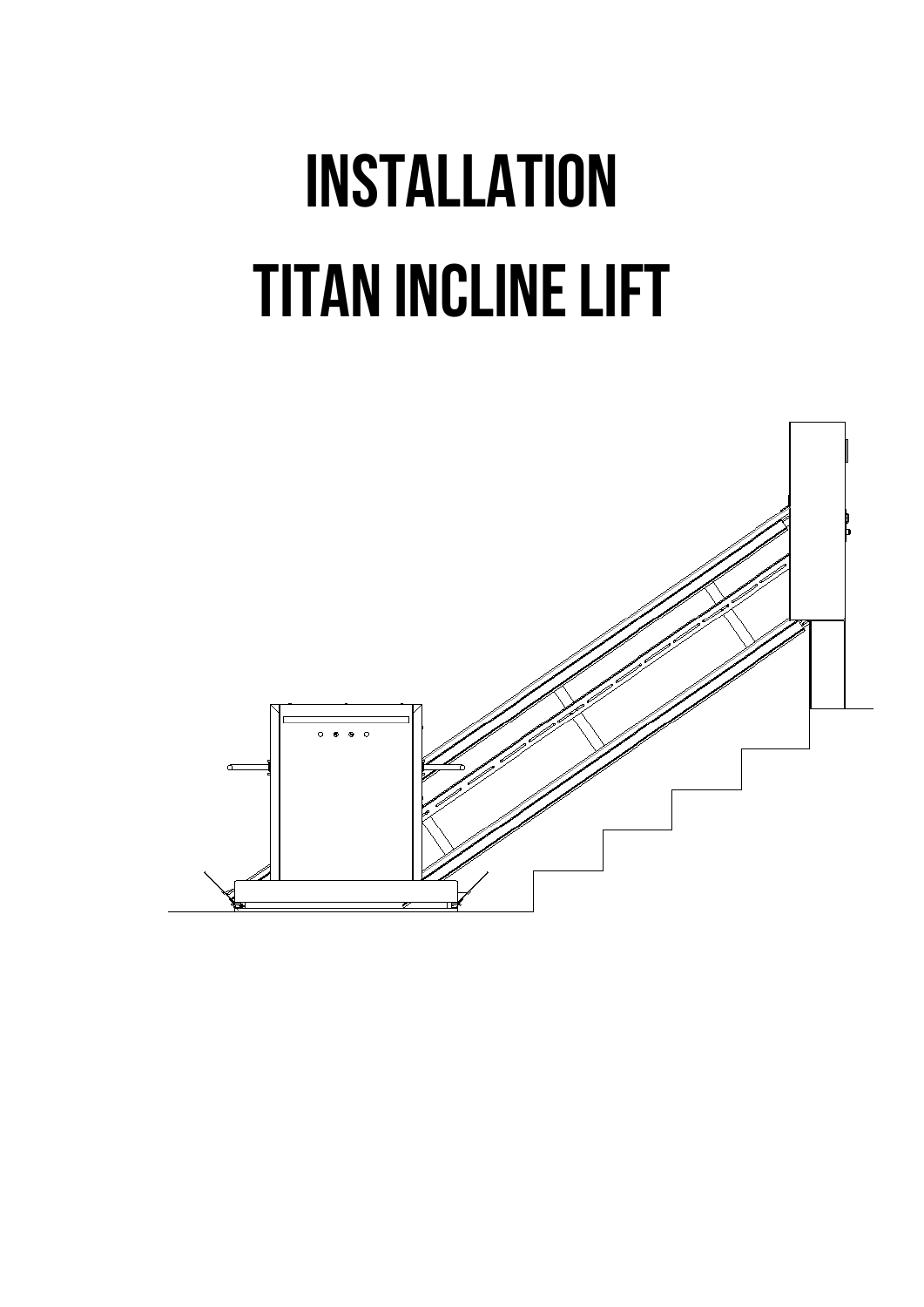# INSTALLATION

# TITAN INCLINE LIFT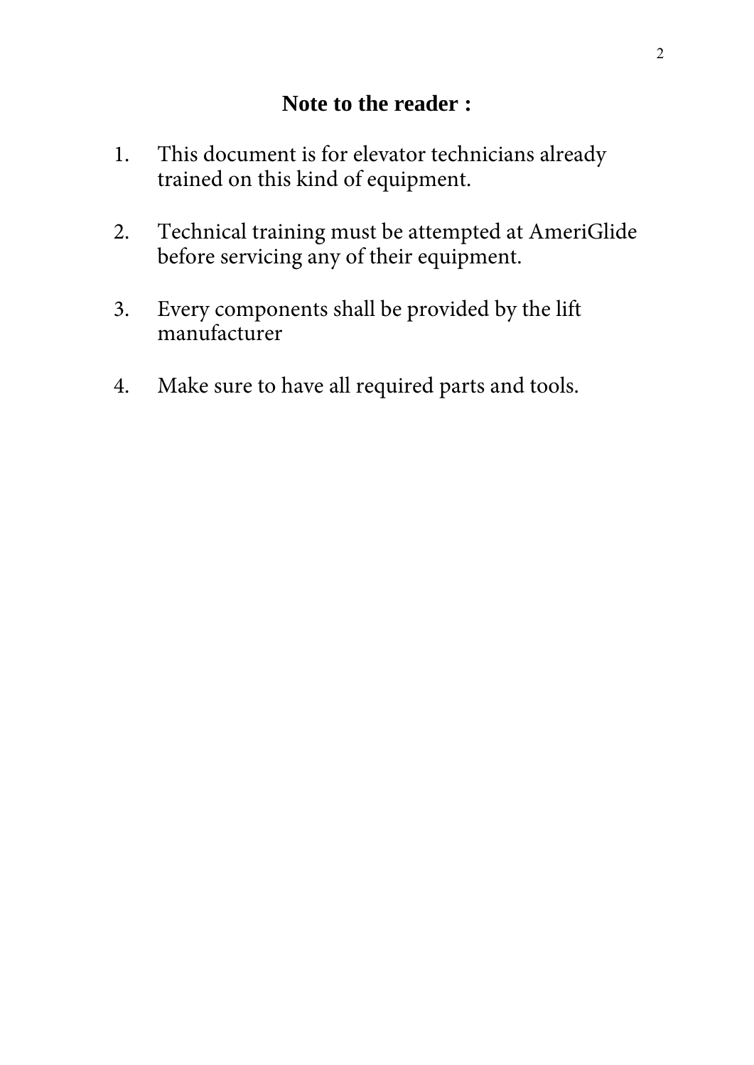## Note to the reader :

1. This document is for elevator technicians already trained on this kind of equipment.

2. Technical training must be attempted at AmeriGlide before servicing any of their equipment.

3. Every components shall be provided by the lift manufacturer

4. Make sure to have all required parts and tools.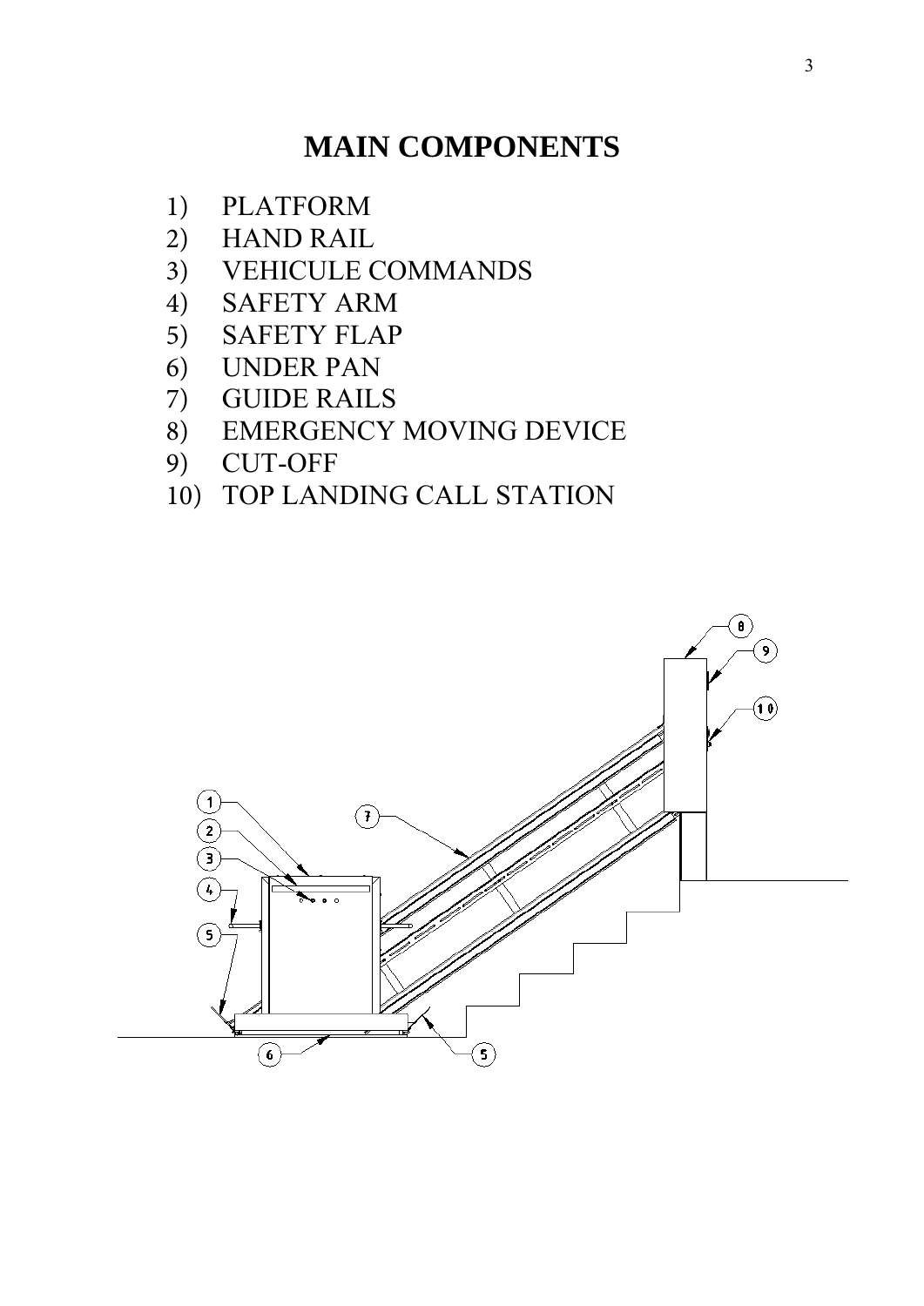# MAIN COMPONENTS

1) PLATFORM
2) HAND RAIL
3) VEHICULE COMMANDS
4) SAFETY ARM
5) SAFETY FLAP
6) UNDER PAN
7) GUIDE RAILS
8) EMERGENCY MOVING DEVICE
9) CUT-OFF
10) TOP LANDING CALL STATION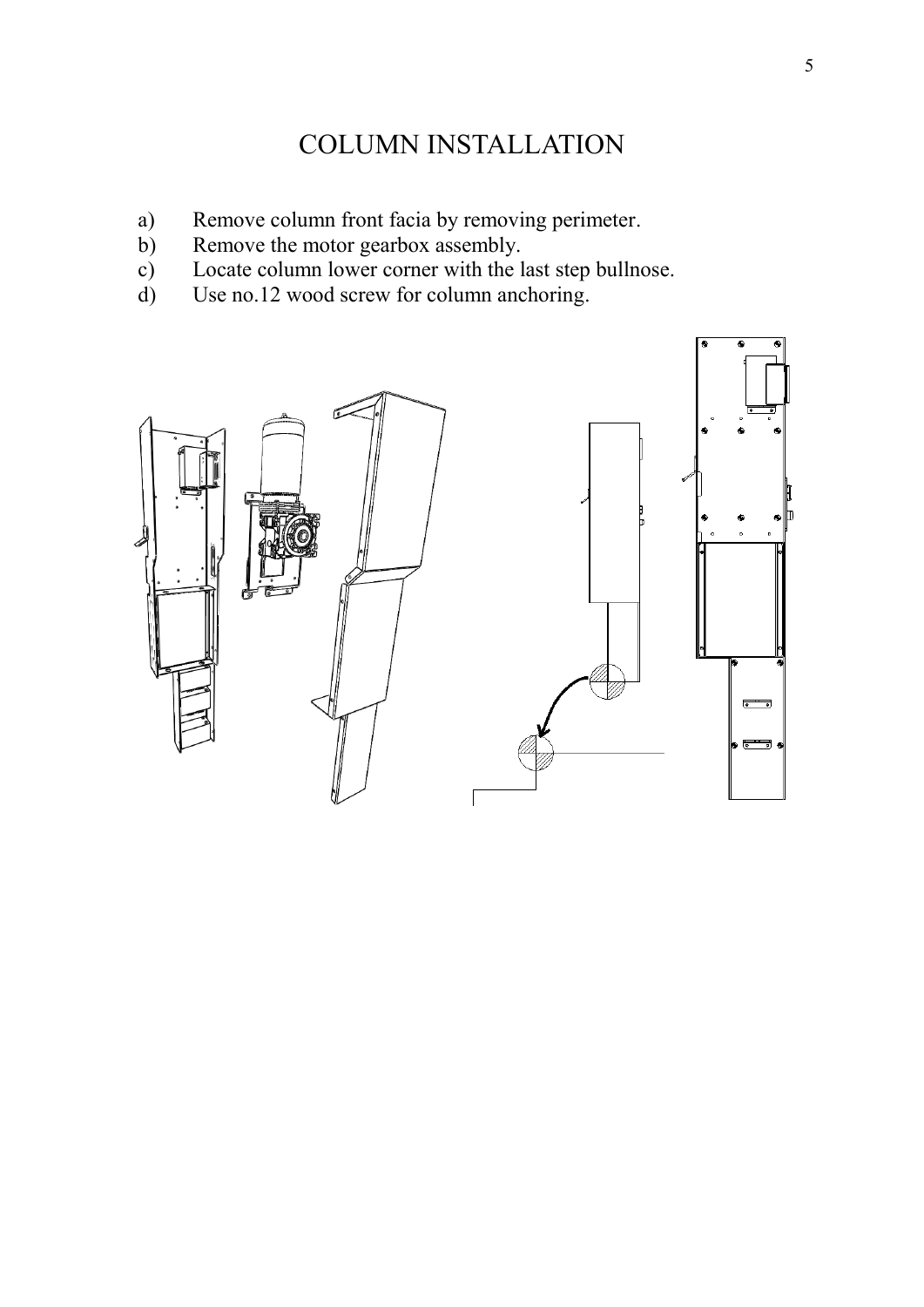# COLUMN INSTALLATION

a) Remove column front facia by removing perimeter.
b) Remove the motor gearbox assembly.
c) Locate column lower corner with the last step bullnose.
d) Use no.12 wood screw for column anchoring.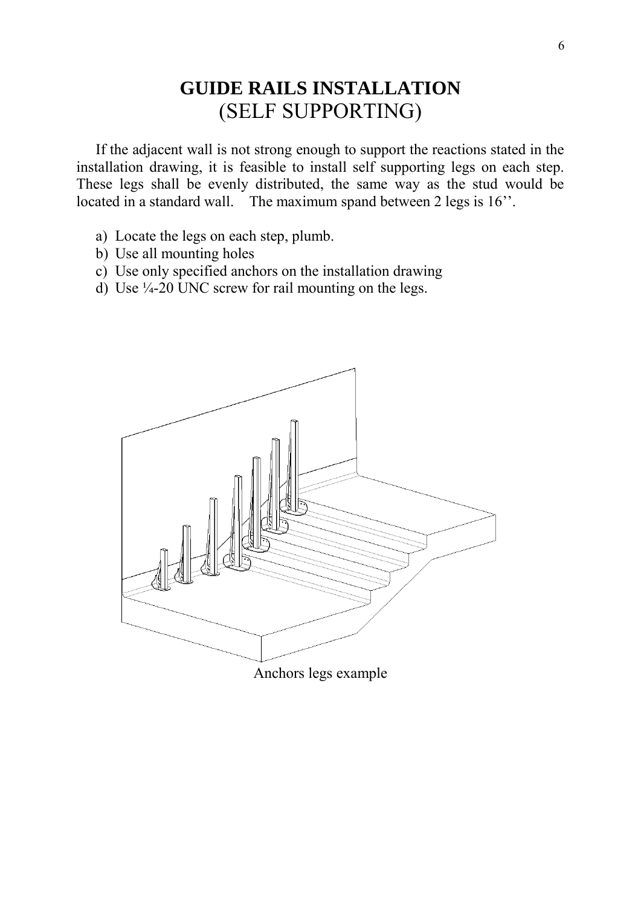# GUIDE RAILS INSTALLATION
## (SELF SUPPORTING)

If the adjacent wall is not strong enough to support the reactions stated in the installation drawing, it is feasible to install self supporting legs on each step. These legs shall be evenly distributed, the same way as the stud would be located in a standard wall. The maximum spand between 2 legs is 16''.

a) Locate the legs on each step, plumb.
b) Use all mounting holes
c) Use only specified anchors on the installation drawing
d) Use ¼-20 UNC screw for rail mounting on the legs.

Anchors legs example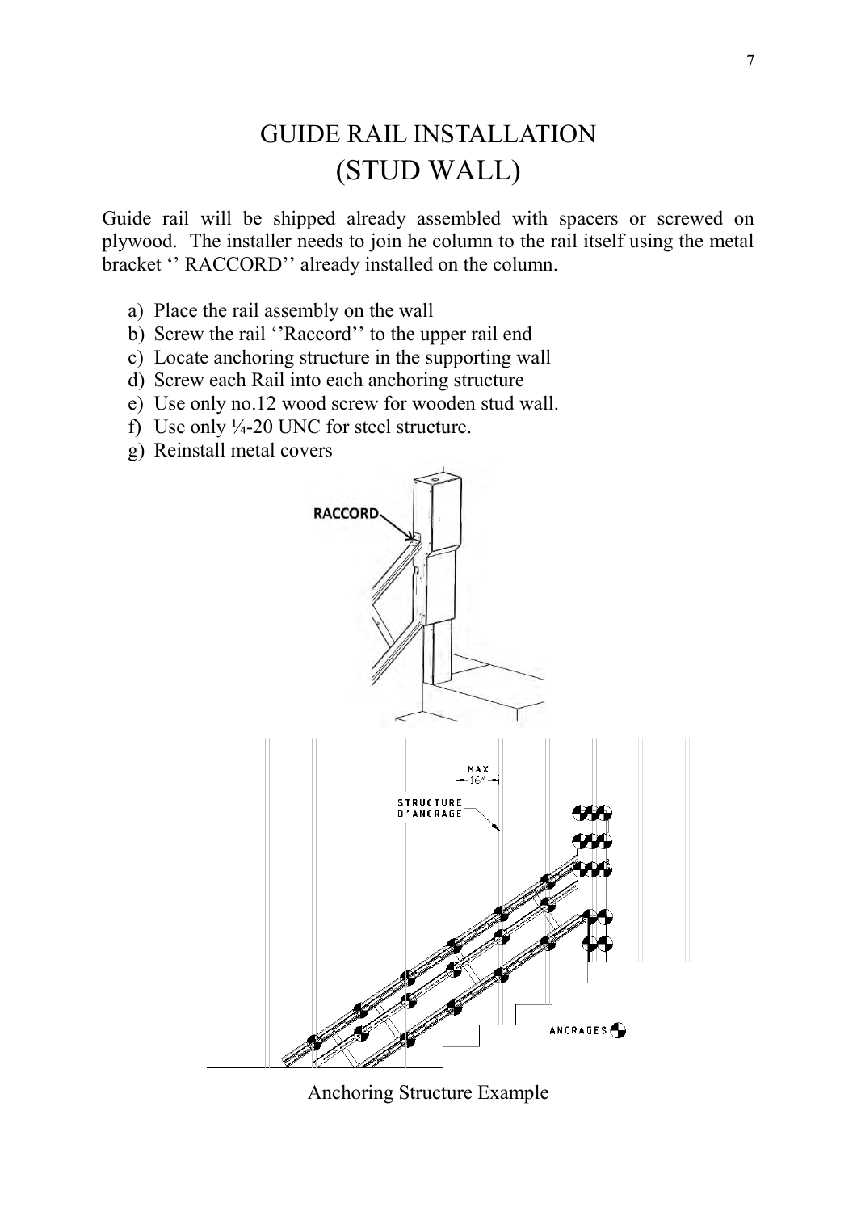# GUIDE RAIL INSTALLATION
## (STUD WALL)

Guide rail will be shipped already assembled with spacers or screwed on plywood. The installer needs to join he column to the rail itself using the metal bracket '' RACCORD'' already installed on the column.

a) Place the rail assembly on the wall
b) Screw the rail ''Raccord'' to the upper rail end
c) Locate anchoring structure in the supporting wall
d) Screw each Rail into each anchoring structure
e) Use only no.12 wood screw for wooden stud wall.
f) Use only ¼-20 UNC for steel structure.
g) Reinstall metal covers

Anchoring Structure Example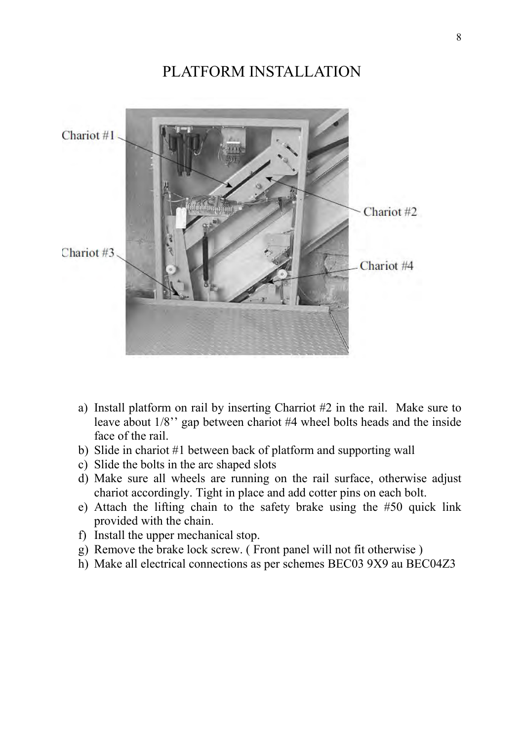# PLATFORM INSTALLATION

Chariot #1

Chariot #2

Chariot #3

Chariot #4

a) Install platform on rail by inserting Charriot #2 in the rail. Make sure to leave about 1/8'' gap between chariot #4 wheel bolts heads and the inside face of the rail.
b) Slide in chariot #1 between back of platform and supporting wall
c) Slide the bolts in the arc shaped slots
d) Make sure all wheels are running on the rail surface, otherwise adjust chariot accordingly. Tight in place and add cotter pins on each bolt.
e) Attach the lifting chain to the safety brake using the #50 quick link provided with the chain.
f) Install the upper mechanical stop.
g) Remove the brake lock screw. ( Front panel will not fit otherwise )
h) Make all electrical connections as per schemes BEC03 9X9 au BEC04Z3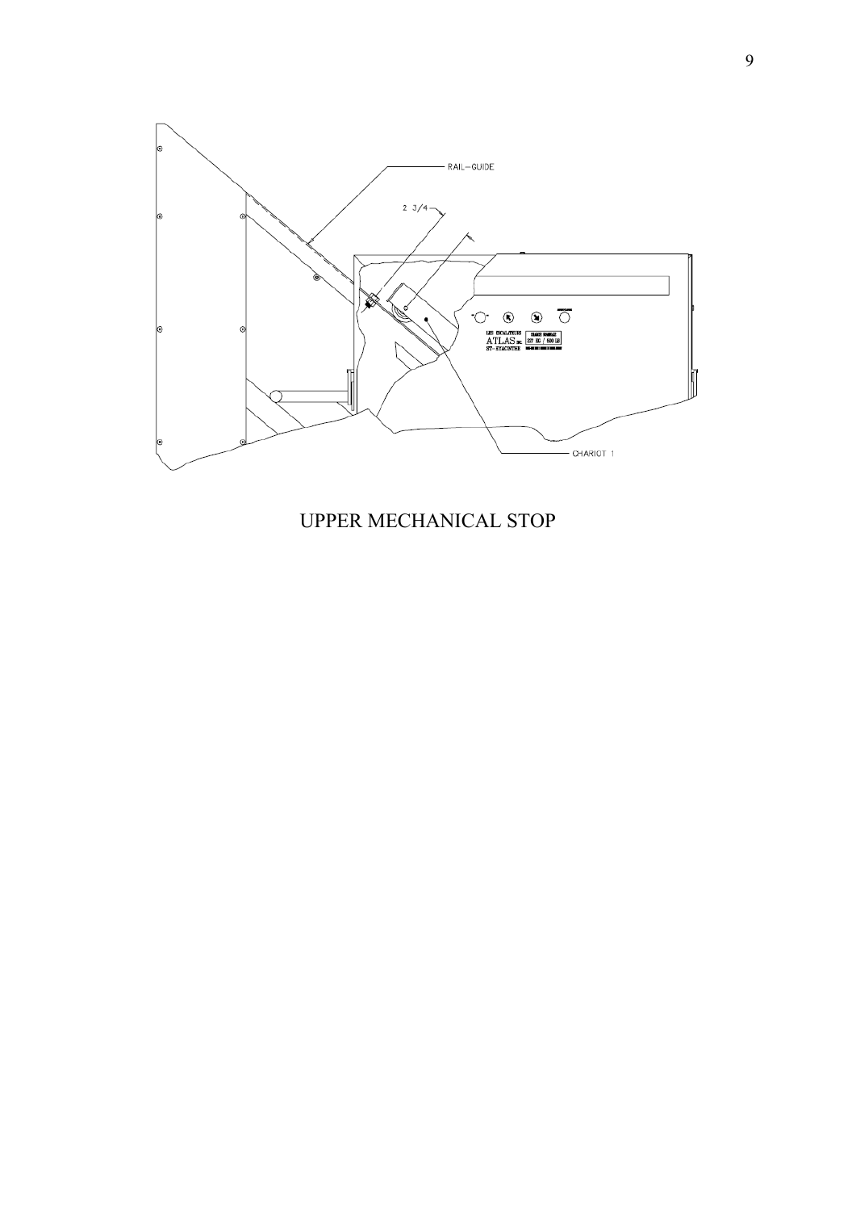UPPER MECHANICAL STOP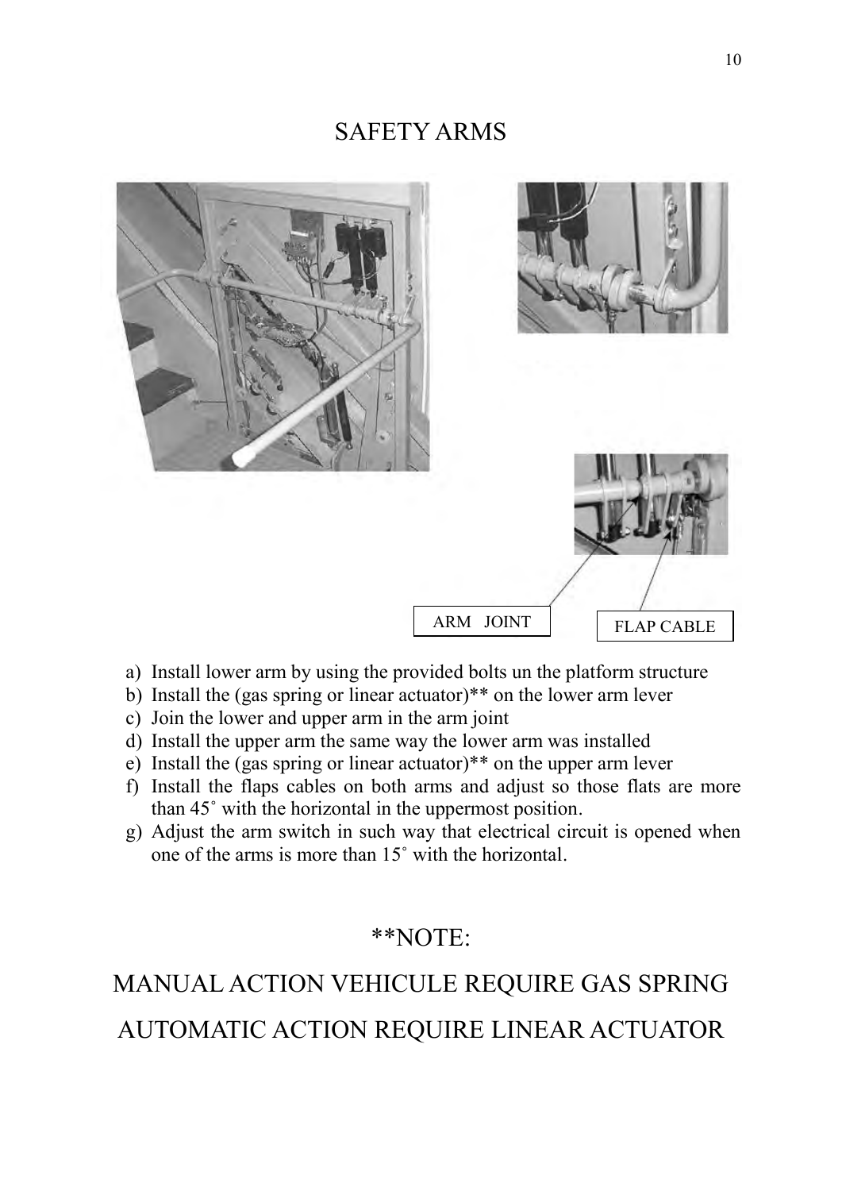# SAFETY ARMS

ARM JOINT

FLAP CABLE

a) Install lower arm by using the provided bolts un the platform structure
b) Install the (gas spring or linear actuator)** on the lower arm lever
c) Join the lower and upper arm in the arm joint
d) Install the upper arm the same way the lower arm was installed
e) Install the (gas spring or linear actuator)** on the upper arm lever
f) Install the flaps cables on both arms and adjust so those flats are more than 45˚ with the horizontal in the uppermost position.
g) Adjust the arm switch in such way that electrical circuit is opened when one of the arms is more than 15˚ with the horizontal.

## **NOTE:

## MANUAL ACTION VEHICULE REQUIRE GAS SPRING

## AUTOMATIC ACTION REQUIRE LINEAR ACTUATOR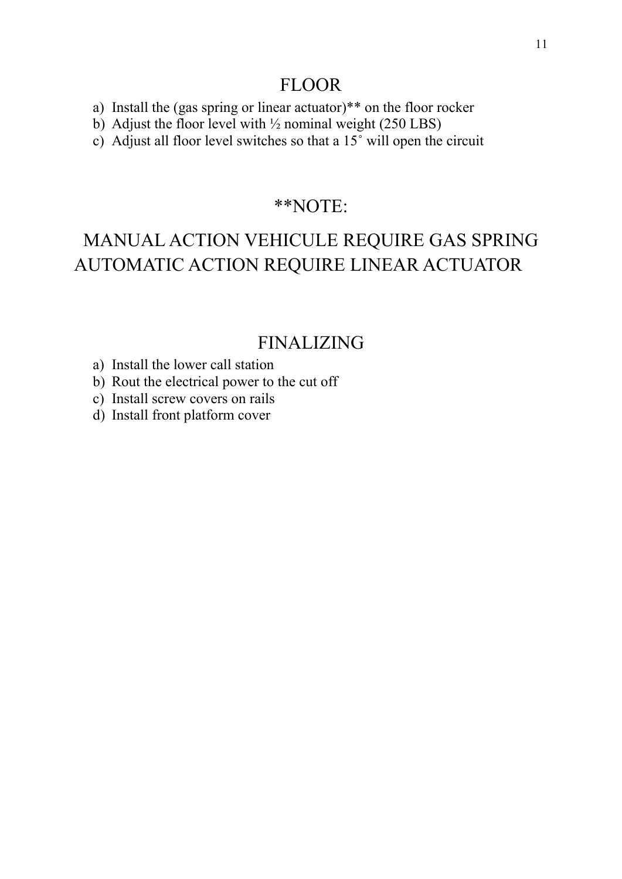## FLOOR

a) Install the (gas spring or linear actuator)** on the floor rocker
b) Adjust the floor level with ½ nominal weight (250 LBS)
c) Adjust all floor level switches so that a 15˚ will open the circuit

## **NOTE:

MANUAL ACTION VEHICULE REQUIRE GAS SPRING
AUTOMATIC ACTION REQUIRE LINEAR ACTUATOR

## FINALIZING

a) Install the lower call station
b) Rout the electrical power to the cut off
c) Install screw covers on rails
d) Install front platform cover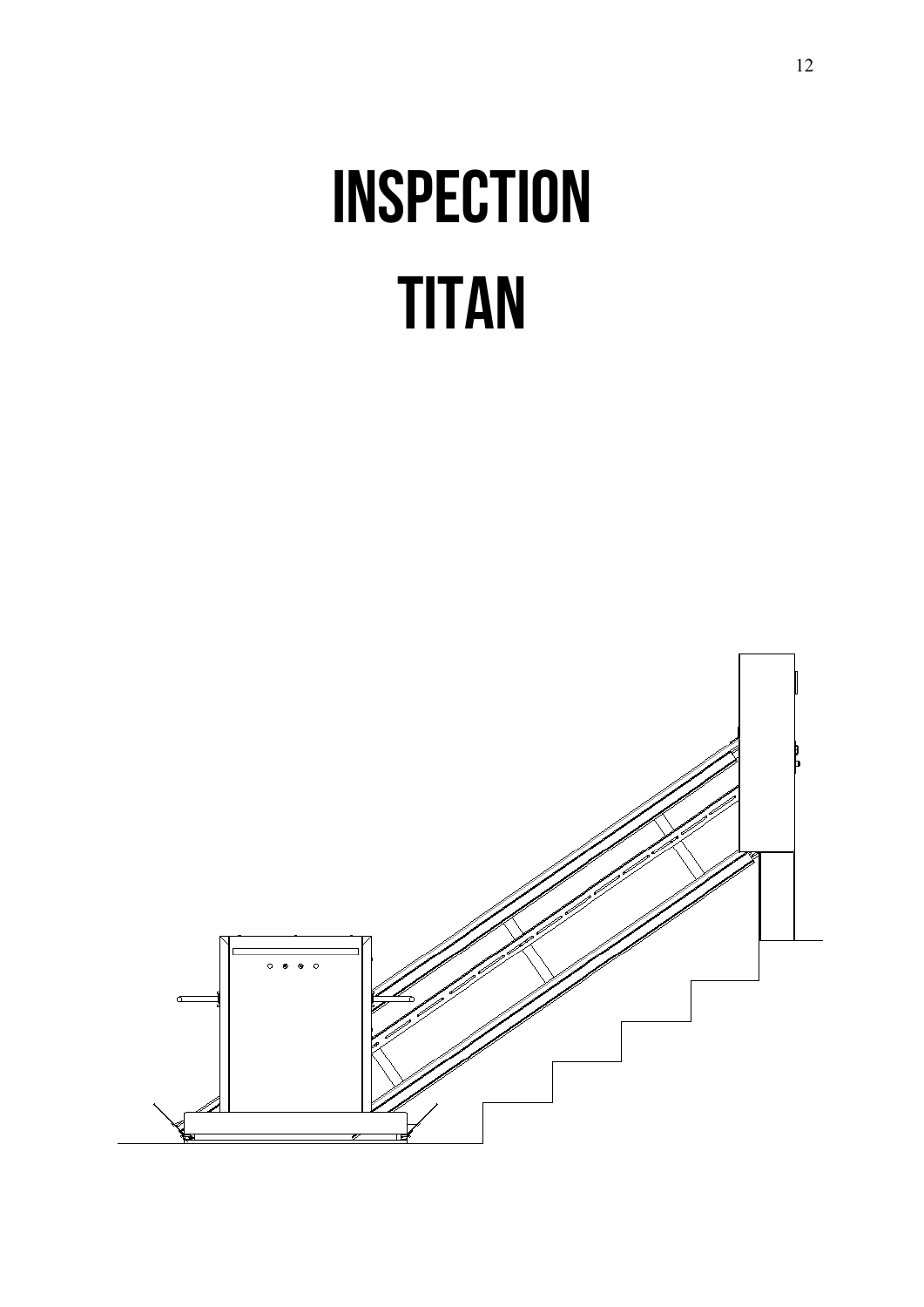# INSPECTION

# TITAN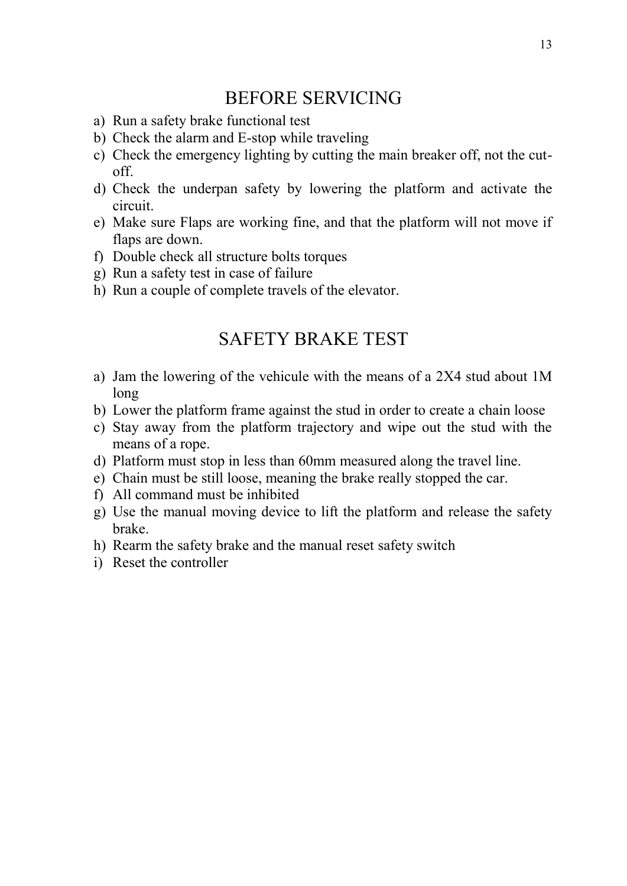## BEFORE SERVICING

a) Run a safety brake functional test
b) Check the alarm and E-stop while traveling
c) Check the emergency lighting by cutting the main breaker off, not the cut-off.
d) Check the underpan safety by lowering the platform and activate the circuit.
e) Make sure Flaps are working fine, and that the platform will not move if flaps are down.
f) Double check all structure bolts torques
g) Run a safety test in case of failure
h) Run a couple of complete travels of the elevator.

## SAFETY BRAKE TEST

a) Jam the lowering of the vehicule with the means of a 2X4 stud about 1M long
b) Lower the platform frame against the stud in order to create a chain loose
c) Stay away from the platform trajectory and wipe out the stud with the means of a rope.
d) Platform must stop in less than 60mm measured along the travel line.
e) Chain must be still loose, meaning the brake really stopped the car.
f) All command must be inhibited
g) Use the manual moving device to lift the platform and release the safety brake.
h) Rearm the safety brake and the manual reset safety switch
i) Reset the controller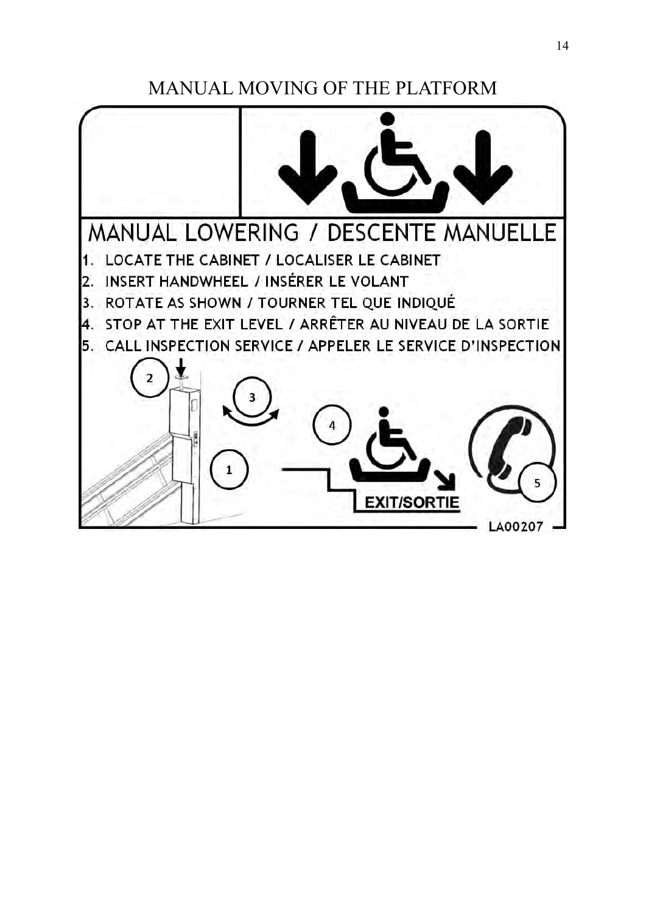# MANUAL MOVING OF THE PLATFORM

## MANUAL LOWERING / DESCENTE MANUELLE

1. LOCATE THE CABINET / LOCALISER LE CABINET
2. INSERT HANDWHEEL / INSÉRER LE VOLANT
3. ROTATE AS SHOWN / TOURNER TEL QUE INDIQUÉ
4. STOP AT THE EXIT LEVEL / ARRÊTER AU NIVEAU DE LA SORTIE
5. CALL INSPECTION SERVICE / APPELER LE SERVICE D'INSPECTION

EXIT/SORTIE

LA00207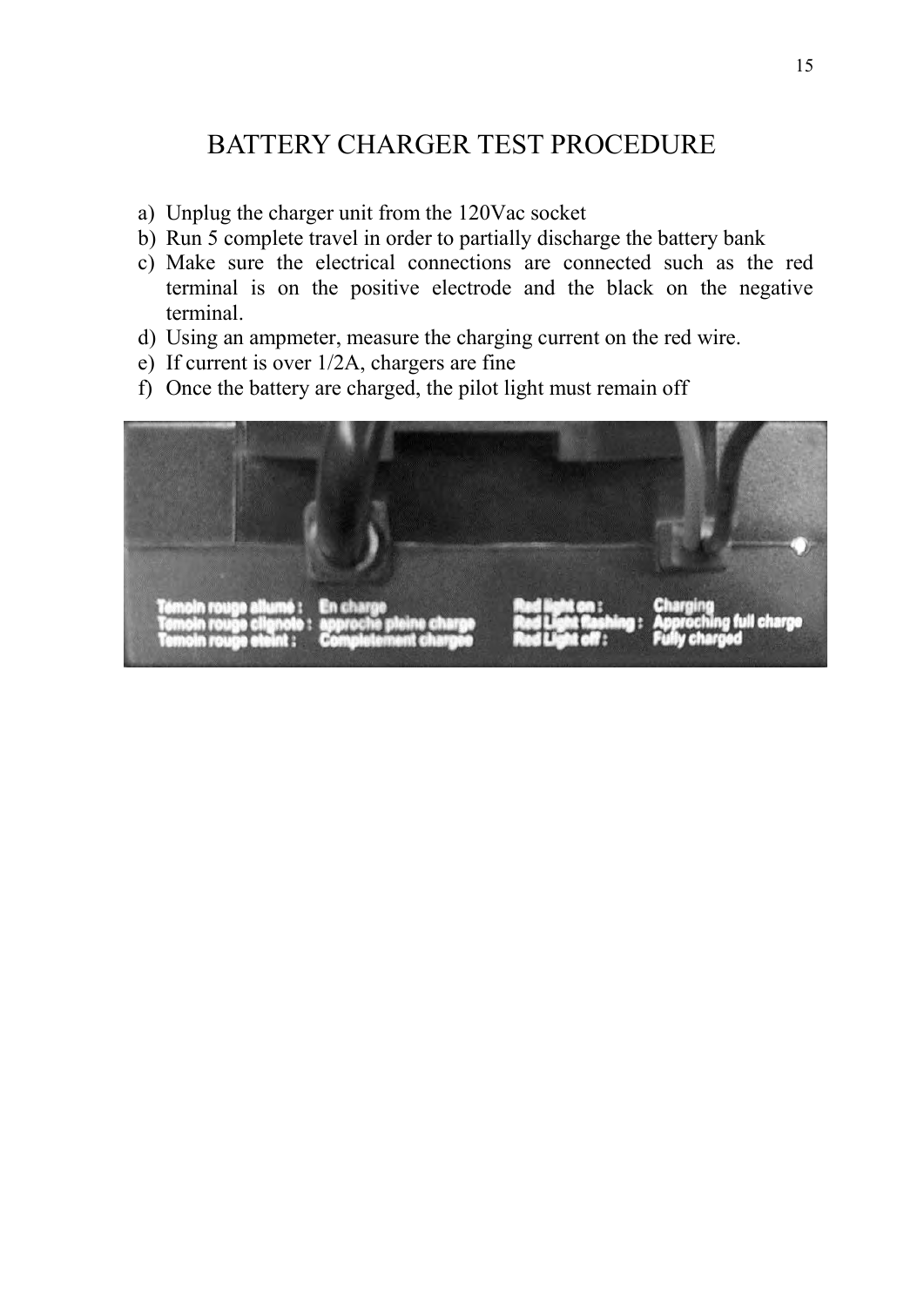# BATTERY CHARGER TEST PROCEDURE

a) Unplug the charger unit from the 120Vac socket
b) Run 5 complete travel in order to partially discharge the battery bank
c) Make sure the electrical connections are connected such as the red terminal is on the positive electrode and the black on the negative terminal.
d) Using an ampmeter, measure the charging current on the red wire.
e) If current is over 1/2A, chargers are fine
f) Once the battery are charged, the pilot light must remain off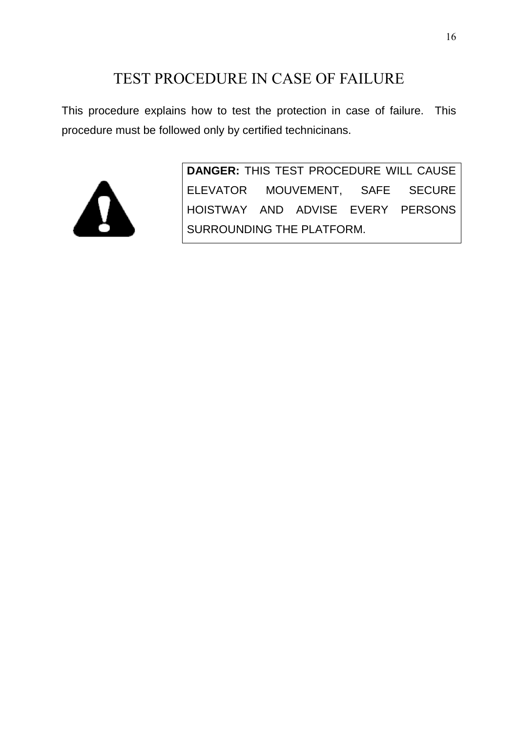# TEST PROCEDURE IN CASE OF FAILURE

This procedure explains how to test the protection in case of failure. This procedure must be followed only by certified technicinans.

**DANGER:** THIS TEST PROCEDURE WILL CAUSE ELEVATOR MOUVEMENT, SAFE SECURE HOISTWAY AND ADVISE EVERY PERSONS SURROUNDING THE PLATFORM.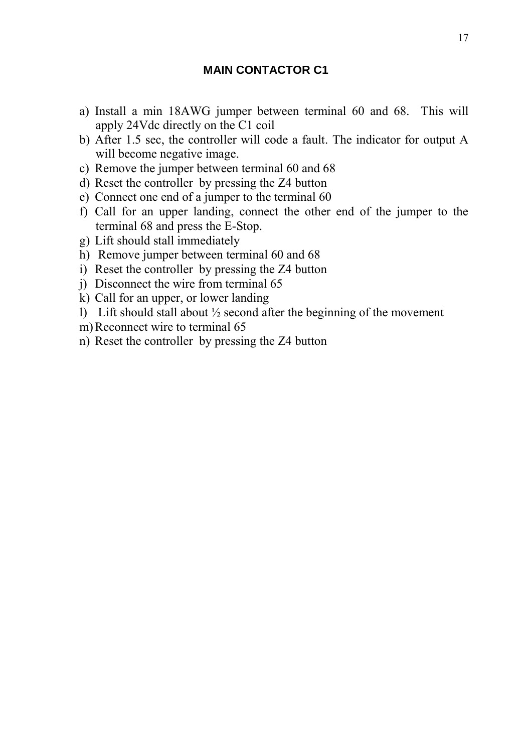## MAIN CONTACTOR C1

a) Install a min 18AWG jumper between terminal 60 and 68. This will apply 24Vdc directly on the C1 coil
b) After 1.5 sec, the controller will code a fault. The indicator for output A will become negative image.
c) Remove the jumper between terminal 60 and 68
d) Reset the controller by pressing the Z4 button
e) Connect one end of a jumper to the terminal 60
f) Call for an upper landing, connect the other end of the jumper to the terminal 68 and press the E-Stop.
g) Lift should stall immediately
h) Remove jumper between terminal 60 and 68
i) Reset the controller by pressing the Z4 button
j) Disconnect the wire from terminal 65
k) Call for an upper, or lower landing
l) Lift should stall about ½ second after the beginning of the movement
m) Reconnect wire to terminal 65
n) Reset the controller by pressing the Z4 button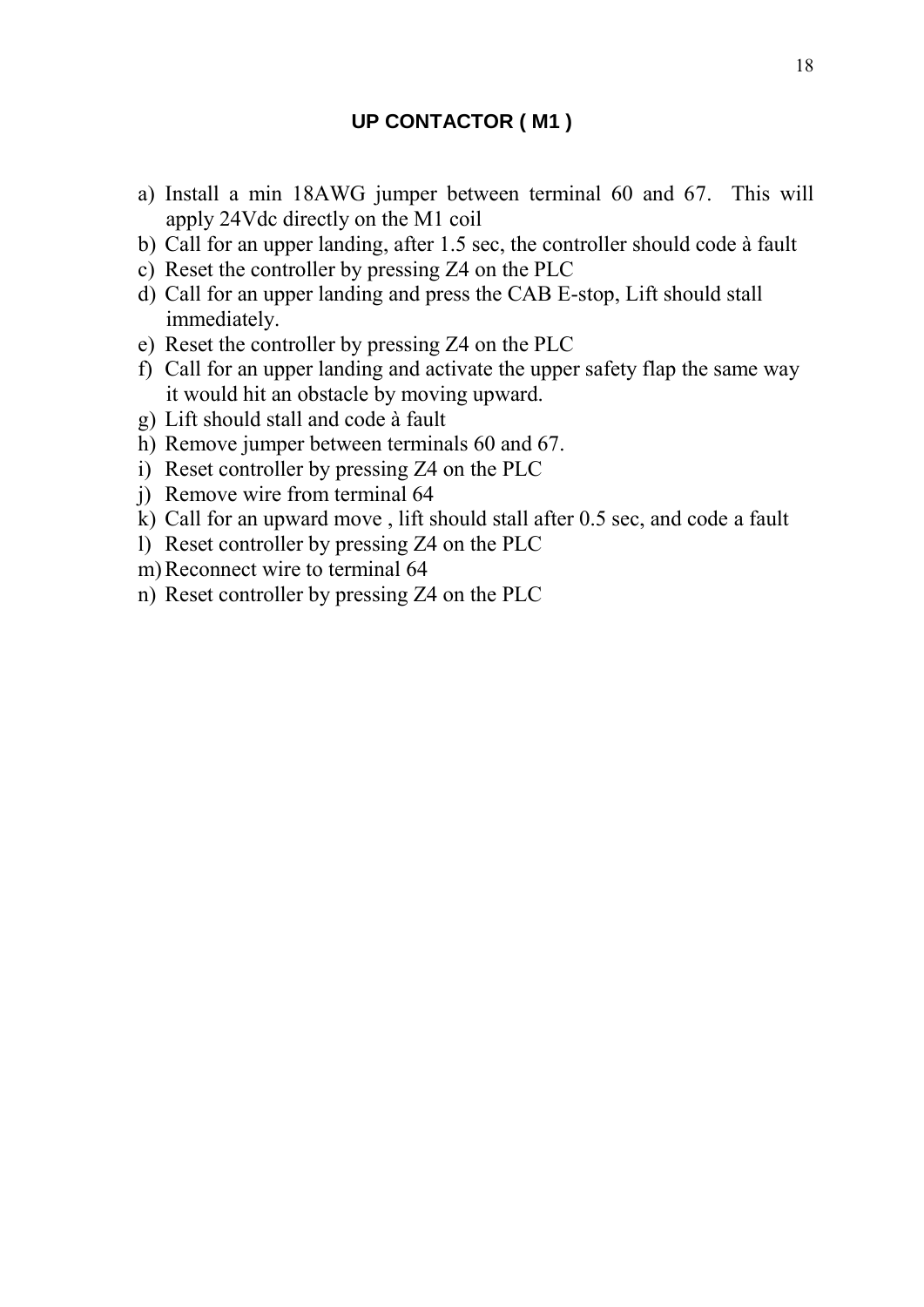## UP CONTACTOR ( M1 )

a) Install a min 18AWG jumper between terminal 60 and 67. This will apply 24Vdc directly on the M1 coil
b) Call for an upper landing, after 1.5 sec, the controller should code à fault
c) Reset the controller by pressing Z4 on the PLC
d) Call for an upper landing and press the CAB E-stop, Lift should stall immediately.
e) Reset the controller by pressing Z4 on the PLC
f) Call for an upper landing and activate the upper safety flap the same way it would hit an obstacle by moving upward.
g) Lift should stall and code à fault
h) Remove jumper between terminals 60 and 67.
i) Reset controller by pressing Z4 on the PLC
j) Remove wire from terminal 64
k) Call for an upward move , lift should stall after 0.5 sec, and code a fault
l) Reset controller by pressing Z4 on the PLC
m) Reconnect wire to terminal 64
n) Reset controller by pressing Z4 on the PLC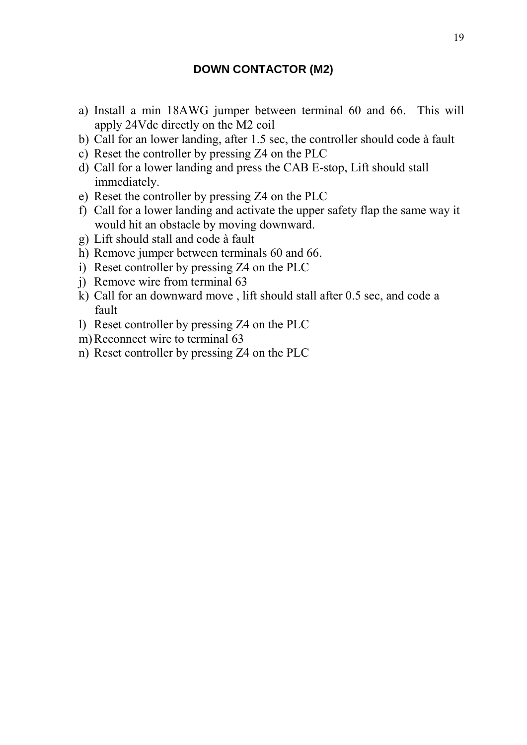## DOWN CONTACTOR (M2)

a) Install a min 18AWG jumper between terminal 60 and 66. This will apply 24Vdc directly on the M2 coil
b) Call for an lower landing, after 1.5 sec, the controller should code à fault
c) Reset the controller by pressing Z4 on the PLC
d) Call for a lower landing and press the CAB E-stop, Lift should stall immediately.
e) Reset the controller by pressing Z4 on the PLC
f) Call for a lower landing and activate the upper safety flap the same way it would hit an obstacle by moving downward.
g) Lift should stall and code à fault
h) Remove jumper between terminals 60 and 66.
i) Reset controller by pressing Z4 on the PLC
j) Remove wire from terminal 63
k) Call for an downward move , lift should stall after 0.5 sec, and code a fault
l) Reset controller by pressing Z4 on the PLC
m) Reconnect wire to terminal 63
n) Reset controller by pressing Z4 on the PLC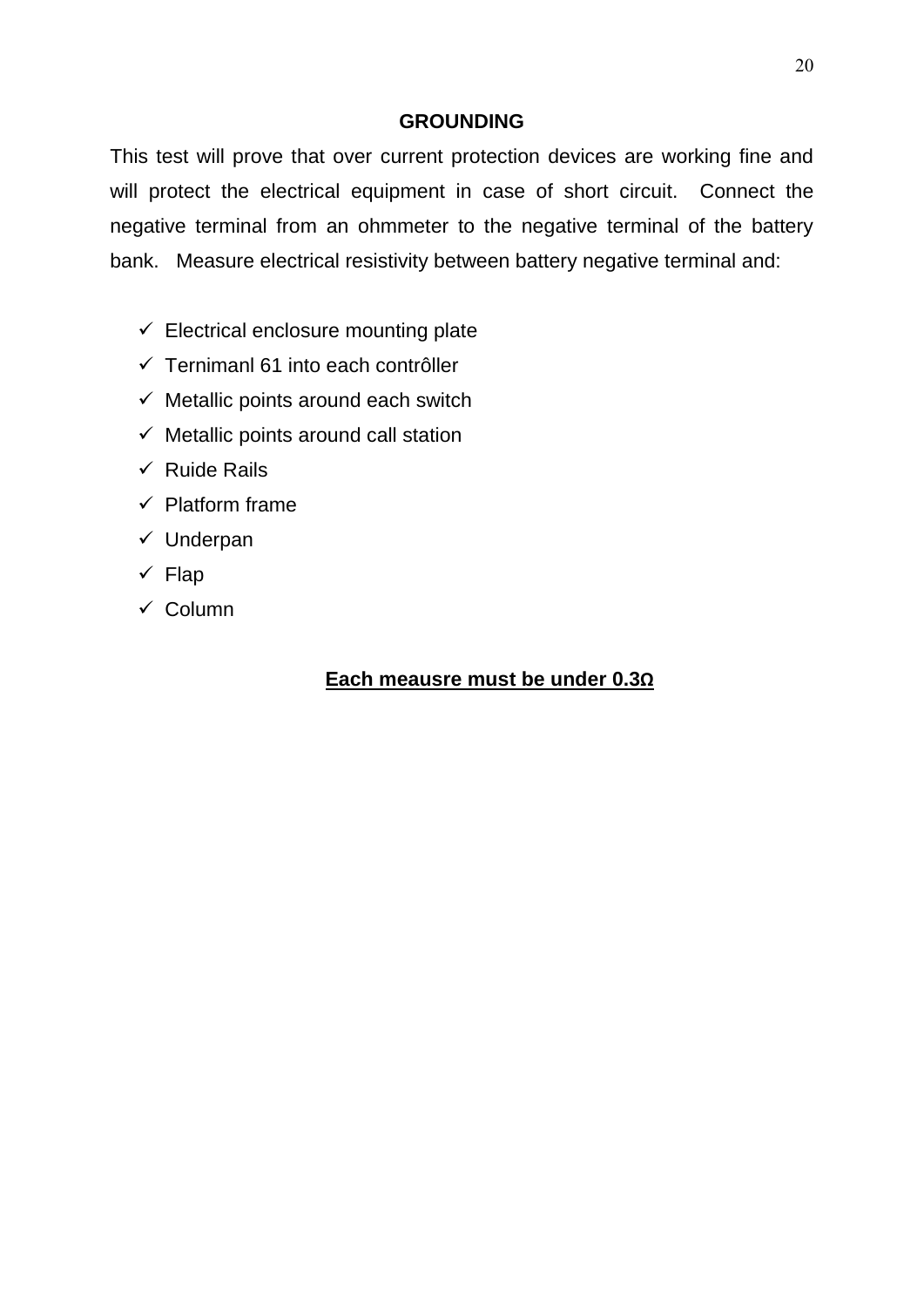## GROUNDING

This test will prove that over current protection devices are working fine and will protect the electrical equipment in case of short circuit. Connect the negative terminal from an ohmmeter to the negative terminal of the battery bank. Measure electrical resistivity between battery negative terminal and:

- ✓ Electrical enclosure mounting plate
- ✓ Ternimanl 61 into each contrôller
- ✓ Metallic points around each switch
- ✓ Metallic points around call station
- ✓ Ruide Rails
- ✓ Platform frame
- ✓ Underpan
- ✓ Flap
- ✓ Column

**Each meausre must be under 0.3Ω**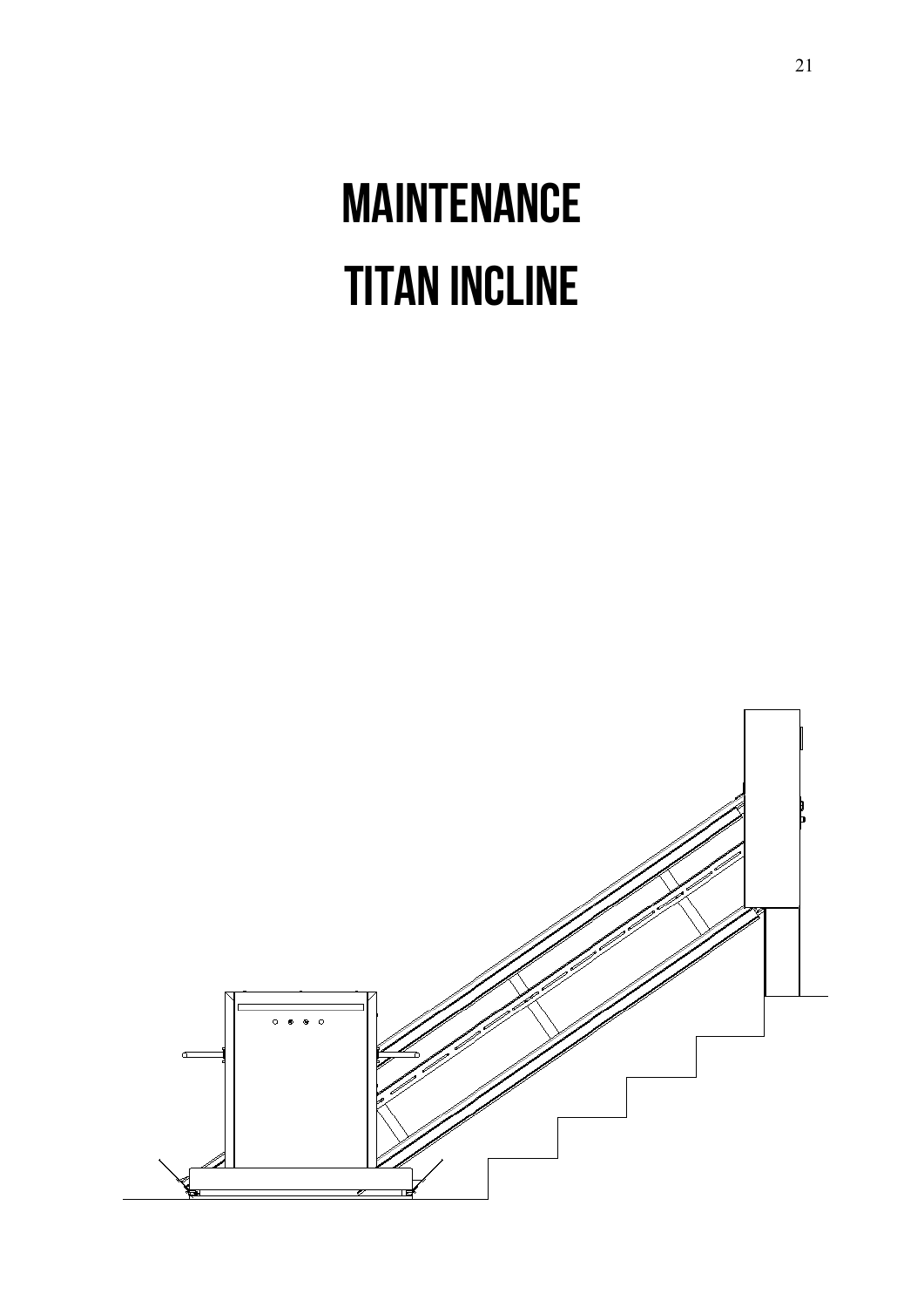# MAINTENANCE

# TITAN INCLINE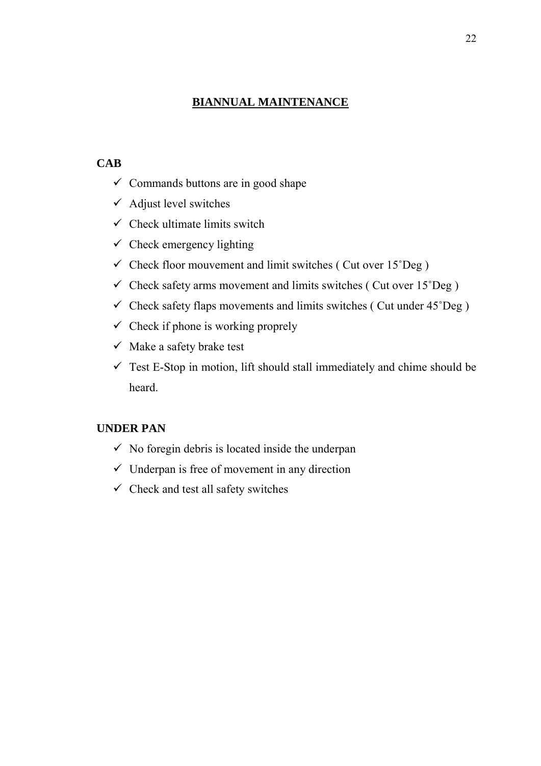# BIANNUAL MAINTENANCE

**CAB**

- ✓ Commands buttons are in good shape
- ✓ Adjust level switches
- ✓ Check ultimate limits switch
- ✓ Check emergency lighting
- ✓ Check floor mouvement and limit switches ( Cut over 15˚Deg )
- ✓ Check safety arms movement and limits switches ( Cut over 15˚Deg )
- ✓ Check safety flaps movements and limits switches ( Cut under 45˚Deg )
- ✓ Check if phone is working proprely
- ✓ Make a safety brake test
- ✓ Test E-Stop in motion, lift should stall immediately and chime should be heard.

**UNDER PAN**

- ✓ No foregin debris is located inside the underpan
- ✓ Underpan is free of movement in any direction
- ✓ Check and test all safety switches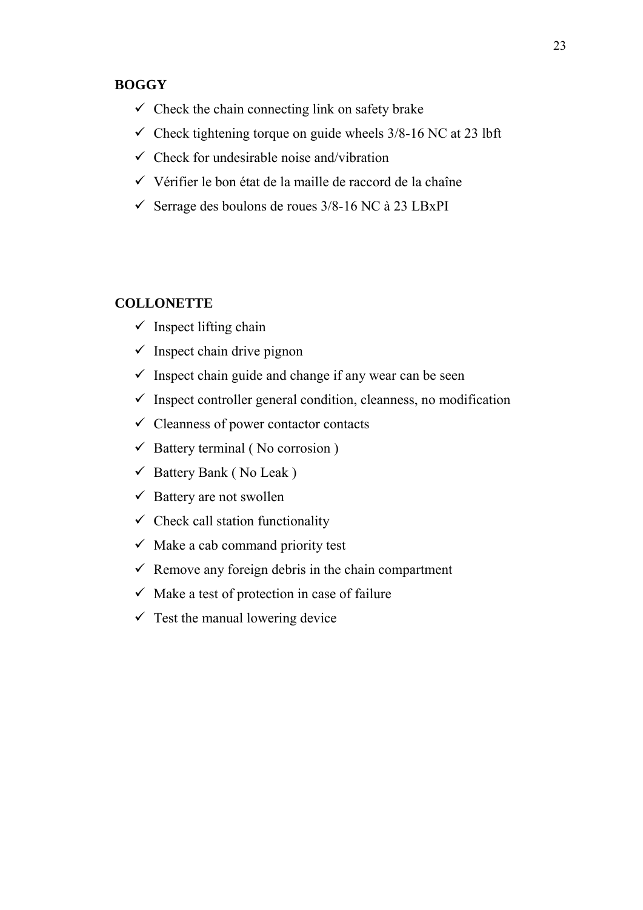**BOGGY**

- ✓ Check the chain connecting link on safety brake
- ✓ Check tightening torque on guide wheels 3/8-16 NC at 23 lbft
- ✓ Check for undesirable noise and/vibration
- ✓ Vérifier le bon état de la maille de raccord de la chaîne
- ✓ Serrage des boulons de roues 3/8-16 NC à 23 LBxPI

**COLLONETTE**

- ✓ Inspect lifting chain
- ✓ Inspect chain drive pignon
- ✓ Inspect chain guide and change if any wear can be seen
- ✓ Inspect controller general condition, cleanness, no modification
- ✓ Cleanness of power contactor contacts
- ✓ Battery terminal ( No corrosion )
- ✓ Battery Bank ( No Leak )
- ✓ Battery are not swollen
- ✓ Check call station functionality
- ✓ Make a cab command priority test
- ✓ Remove any foreign debris in the chain compartment
- ✓ Make a test of protection in case of failure
- ✓ Test the manual lowering device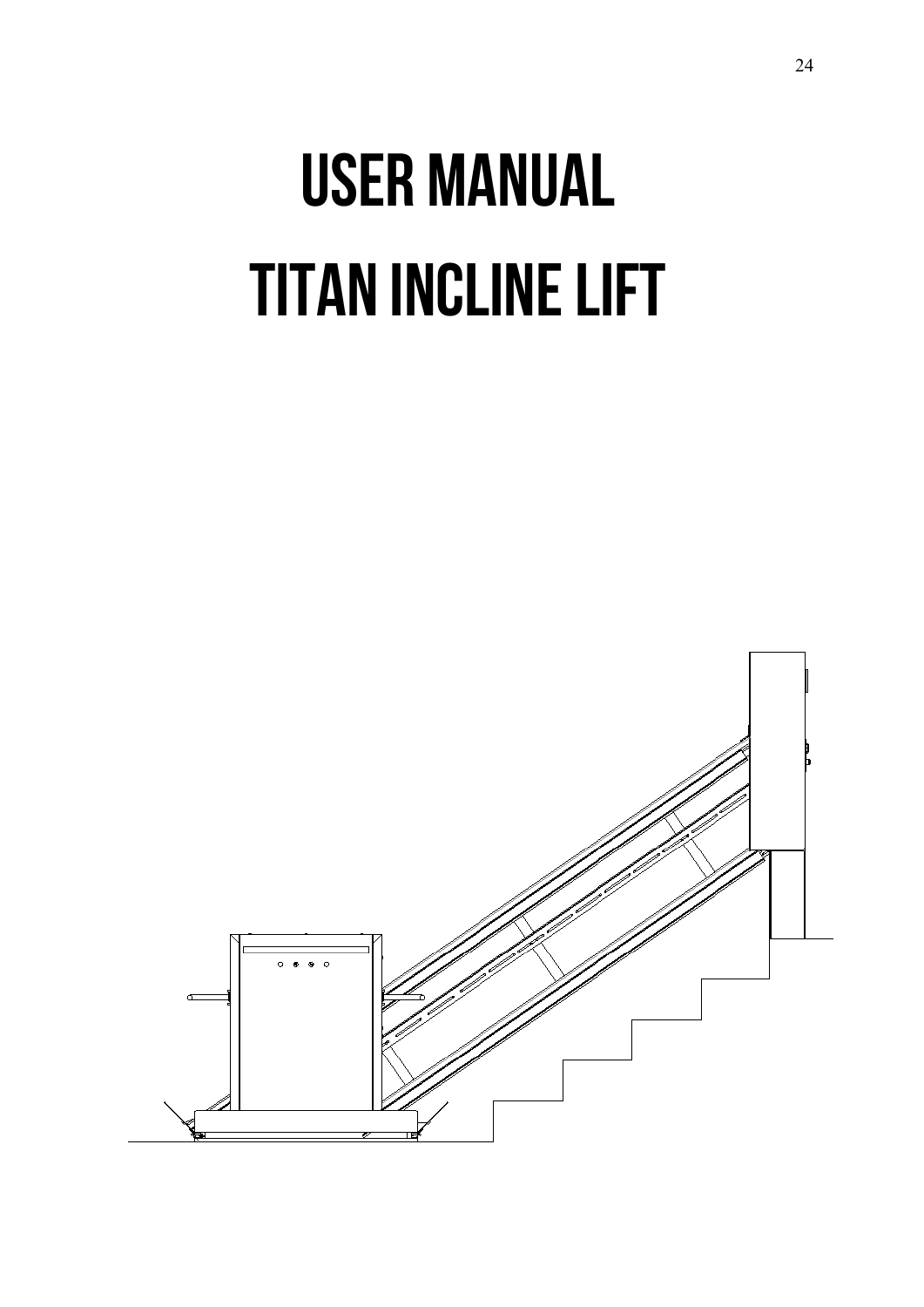# USER MANUAL

# TITAN INCLINE LIFT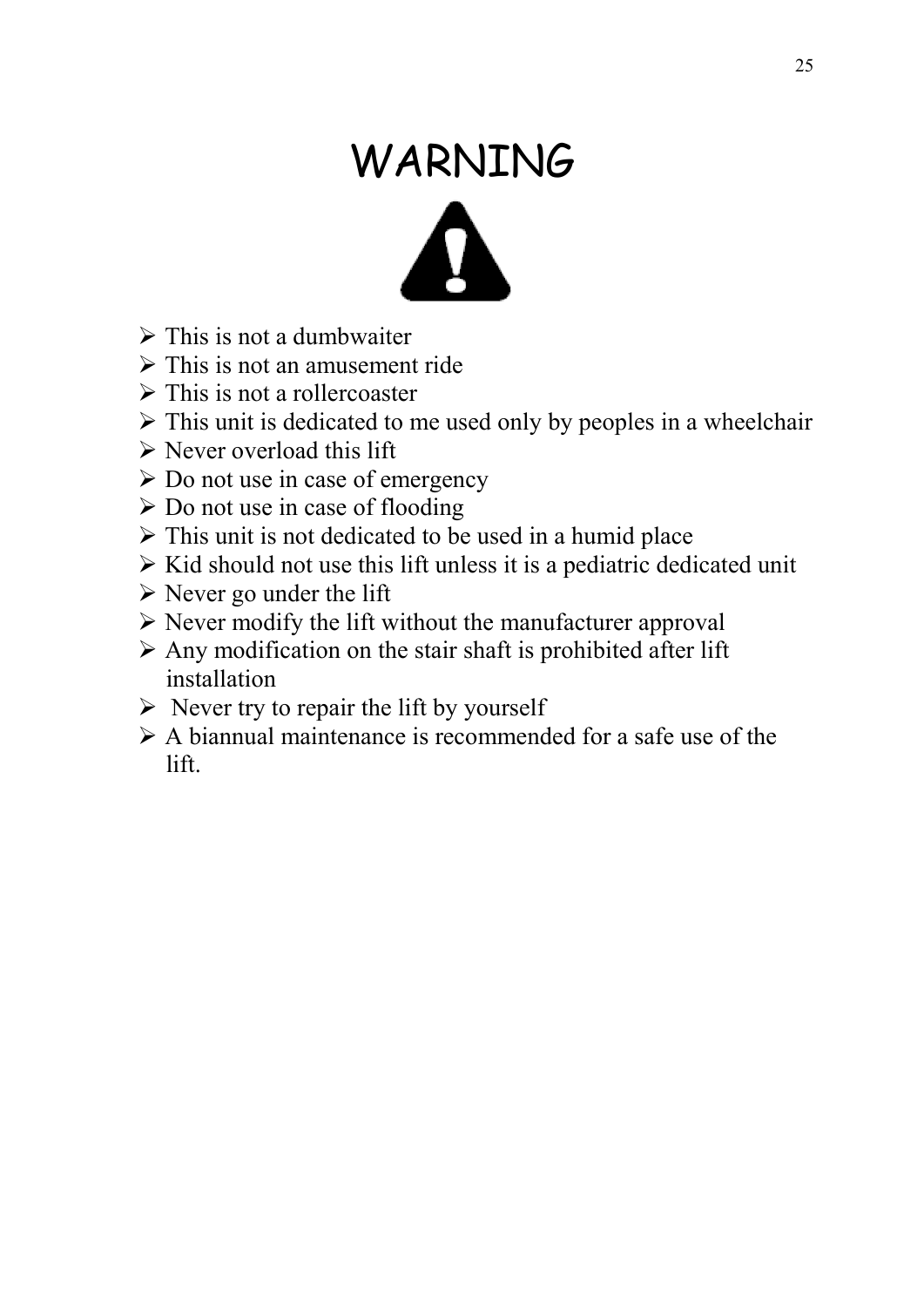# WARNING

- This is not a dumbwaiter
- This is not an amusement ride
- This is not a rollercoaster
- This unit is dedicated to me used only by peoples in a wheelchair
- Never overload this lift
- Do not use in case of emergency
- Do not use in case of flooding
- This unit is not dedicated to be used in a humid place
- Kid should not use this lift unless it is a pediatric dedicated unit
- Never go under the lift
- Never modify the lift without the manufacturer approval
- Any modification on the stair shaft is prohibited after lift installation
- Never try to repair the lift by yourself
- A biannual maintenance is recommended for a safe use of the lift.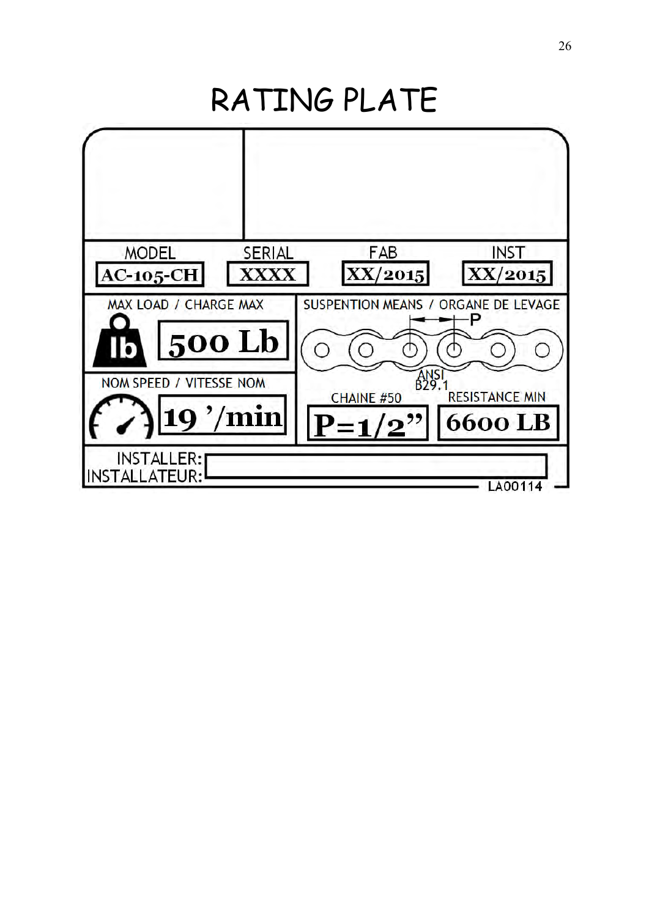# RATING PLATE

| MODEL | SERIAL | FAB | INST |
|---|---|---|---|
| AC-105-CH | XXXX | XX/2015 | XX/2015 |

| MAX LOAD / CHARGE MAX | SUSPENTION MEANS / ORGANE DE LEVAGE | |
|---|---|---|
| 500 Lb | P | ANSI B29.1 |
| NOM SPEED / VITESSE NOM | CHAINE #50 | RESISTANCE MIN |
| 19 '/min | P=1/2" | 6600 LB |

INSTALLER:
INSTALLATEUR:

LA00114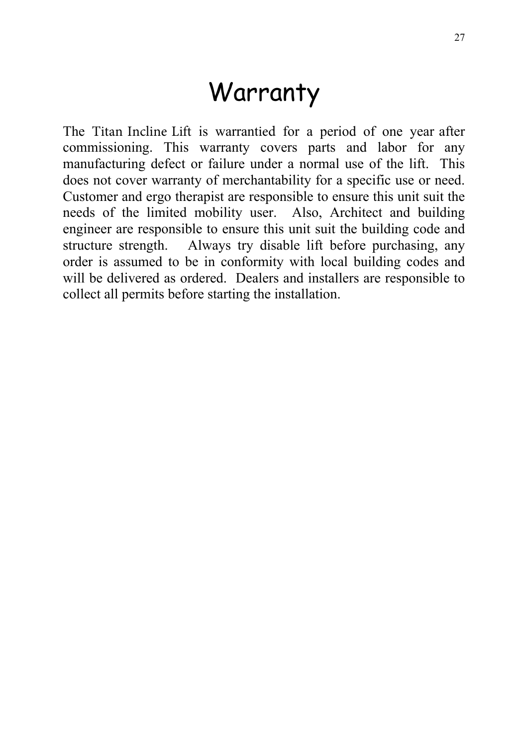# Warranty

The Titan Incline Lift is warrantied for a period of one year after commissioning. This warranty covers parts and labor for any manufacturing defect or failure under a normal use of the lift. This does not cover warranty of merchantability for a specific use or need. Customer and ergo therapist are responsible to ensure this unit suit the needs of the limited mobility user. Also, Architect and building engineer are responsible to ensure this unit suit the building code and structure strength. Always try disable lift before purchasing, any order is assumed to be in conformity with local building codes and will be delivered as ordered. Dealers and installers are responsible to collect all permits before starting the installation.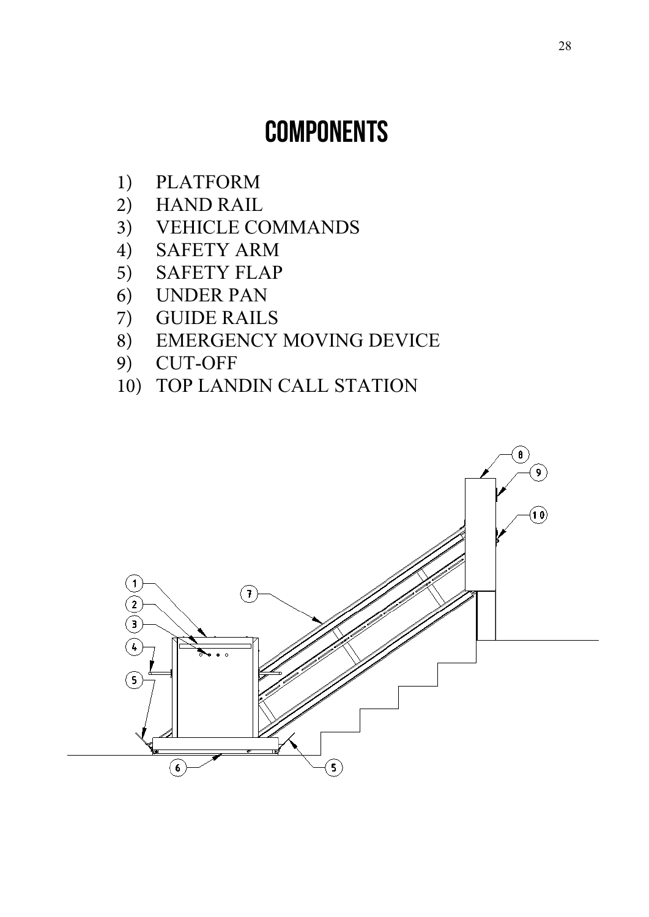# COMPONENTS

1) PLATFORM
2) HAND RAIL
3) VEHICLE COMMANDS
4) SAFETY ARM
5) SAFETY FLAP
6) UNDER PAN
7) GUIDE RAILS
8) EMERGENCY MOVING DEVICE
9) CUT-OFF
10) TOP LANDIN CALL STATION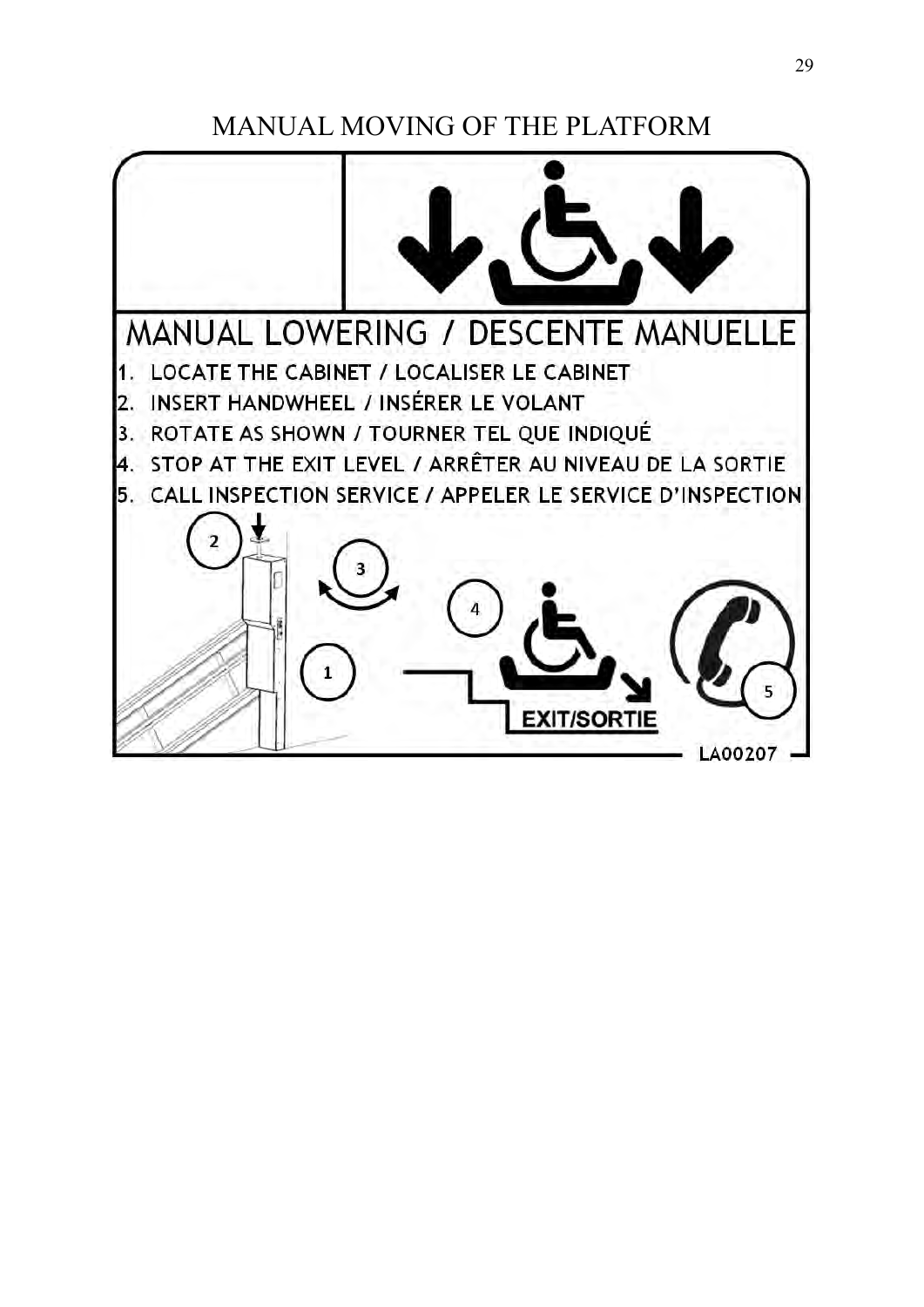# MANUAL MOVING OF THE PLATFORM

## MANUAL LOWERING / DESCENTE MANUELLE

1. LOCATE THE CABINET / LOCALISER LE CABINET
2. INSERT HANDWHEEL / INSÉRER LE VOLANT
3. ROTATE AS SHOWN / TOURNER TEL QUE INDIQUÉ
4. STOP AT THE EXIT LEVEL / ARRÊTER AU NIVEAU DE LA SORTIE
5. CALL INSPECTION SERVICE / APPELER LE SERVICE D'INSPECTION

EXIT/SORTIE

LA00207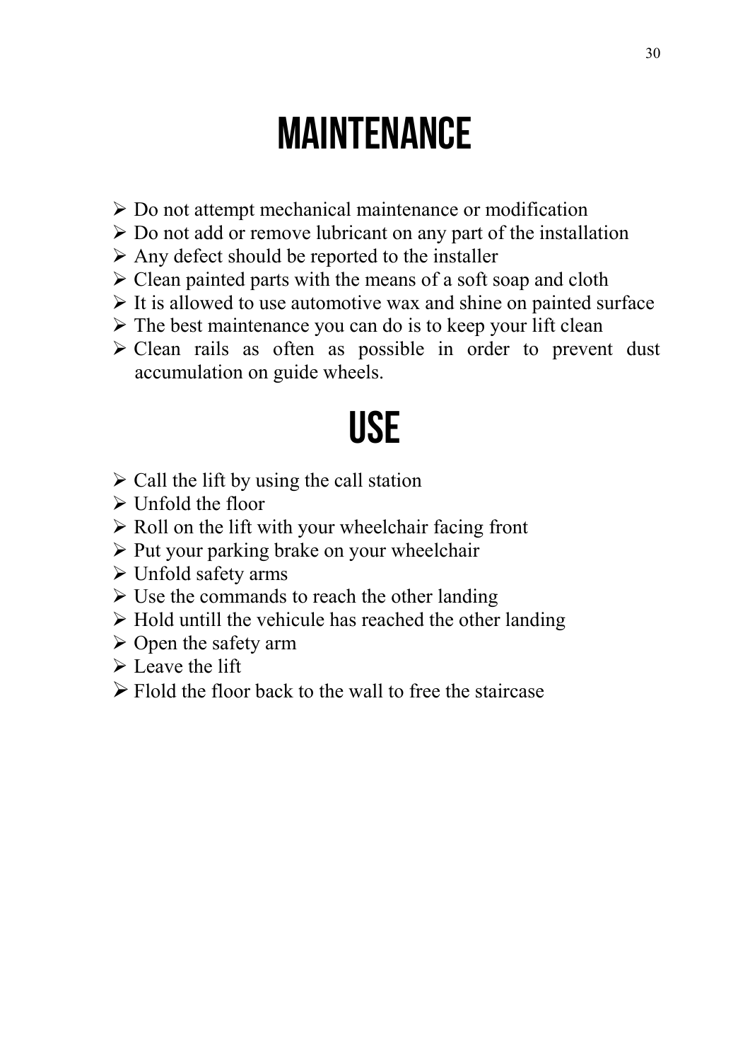# MAINTENANCE

- Do not attempt mechanical maintenance or modification
- Do not add or remove lubricant on any part of the installation
- Any defect should be reported to the installer
- Clean painted parts with the means of a soft soap and cloth
- It is allowed to use automotive wax and shine on painted surface
- The best maintenance you can do is to keep your lift clean
- Clean rails as often as possible in order to prevent dust accumulation on guide wheels.

# USE

- Call the lift by using the call station
- Unfold the floor
- Roll on the lift with your wheelchair facing front
- Put your parking brake on your wheelchair
- Unfold safety arms
- Use the commands to reach the other landing
- Hold untill the vehicule has reached the other landing
- Open the safety arm
- Leave the lift
- Flold the floor back to the wall to free the staircase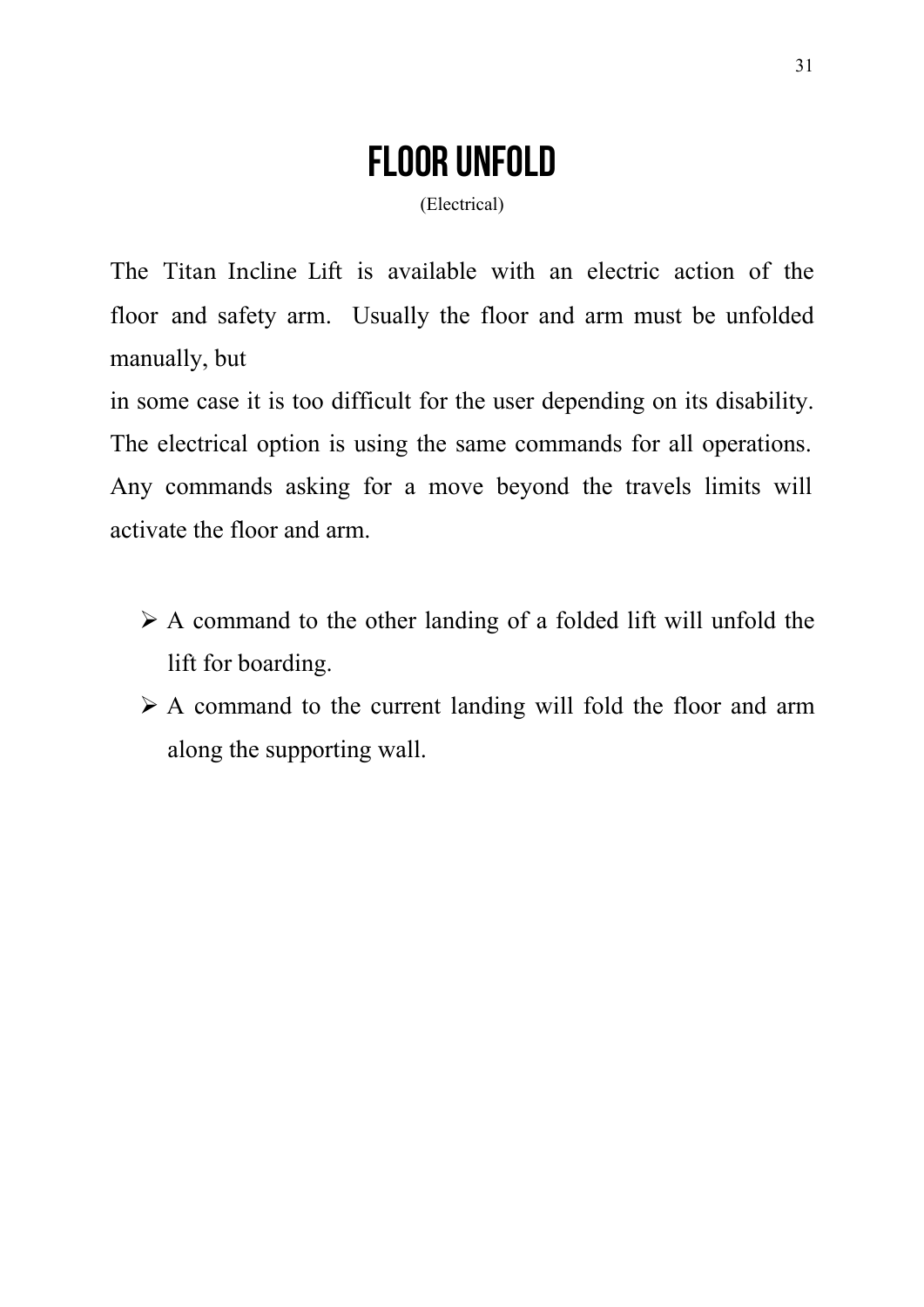# Floor Unfold

(Electrical)

The Titan Incline Lift is available with an electric action of the floor and safety arm. Usually the floor and arm must be unfolded manually, but
in some case it is too difficult for the user depending on its disability. The electrical option is using the same commands for all operations. Any commands asking for a move beyond the travels limits will activate the floor and arm.

- A command to the other landing of a folded lift will unfold the lift for boarding.
- A command to the current landing will fold the floor and arm along the supporting wall.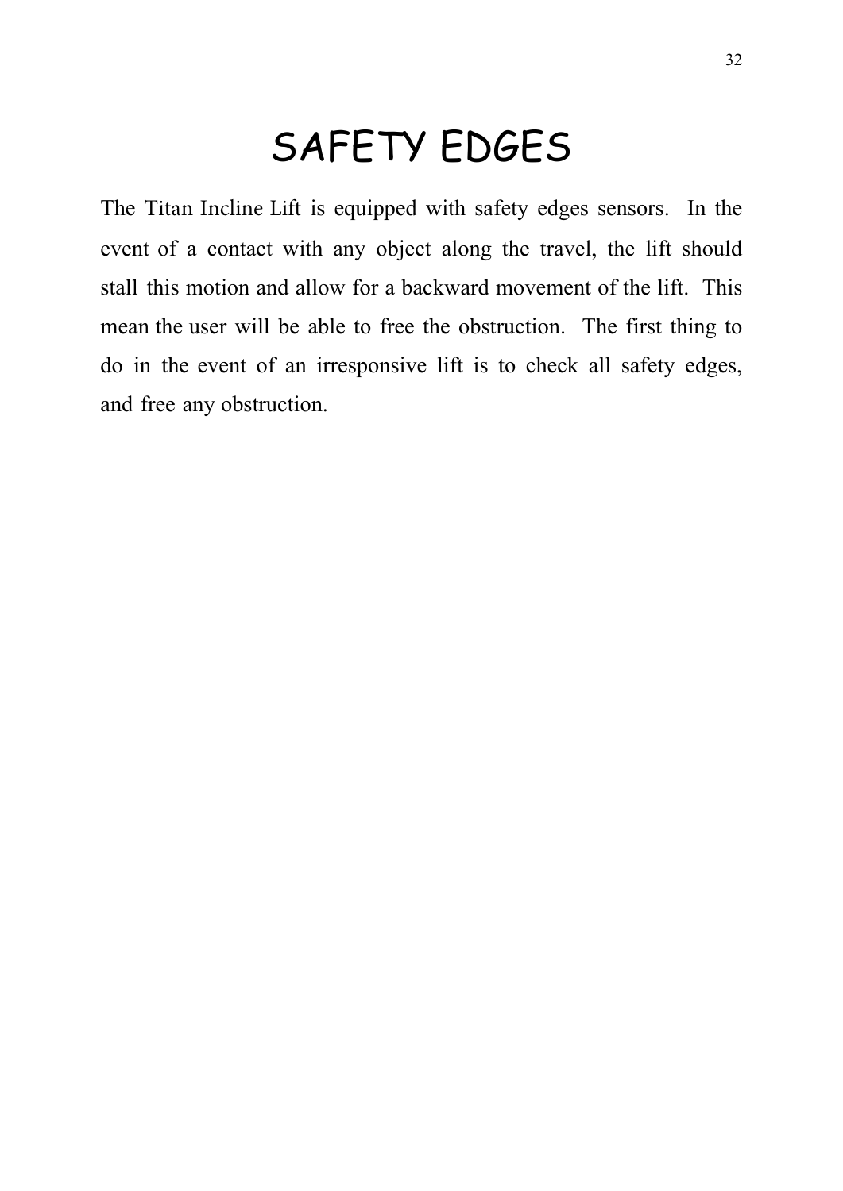# SAFETY EDGES

The Titan Incline Lift is equipped with safety edges sensors. In the event of a contact with any object along the travel, the lift should stall this motion and allow for a backward movement of the lift. This mean the user will be able to free the obstruction. The first thing to do in the event of an irresponsive lift is to check all safety edges, and free any obstruction.